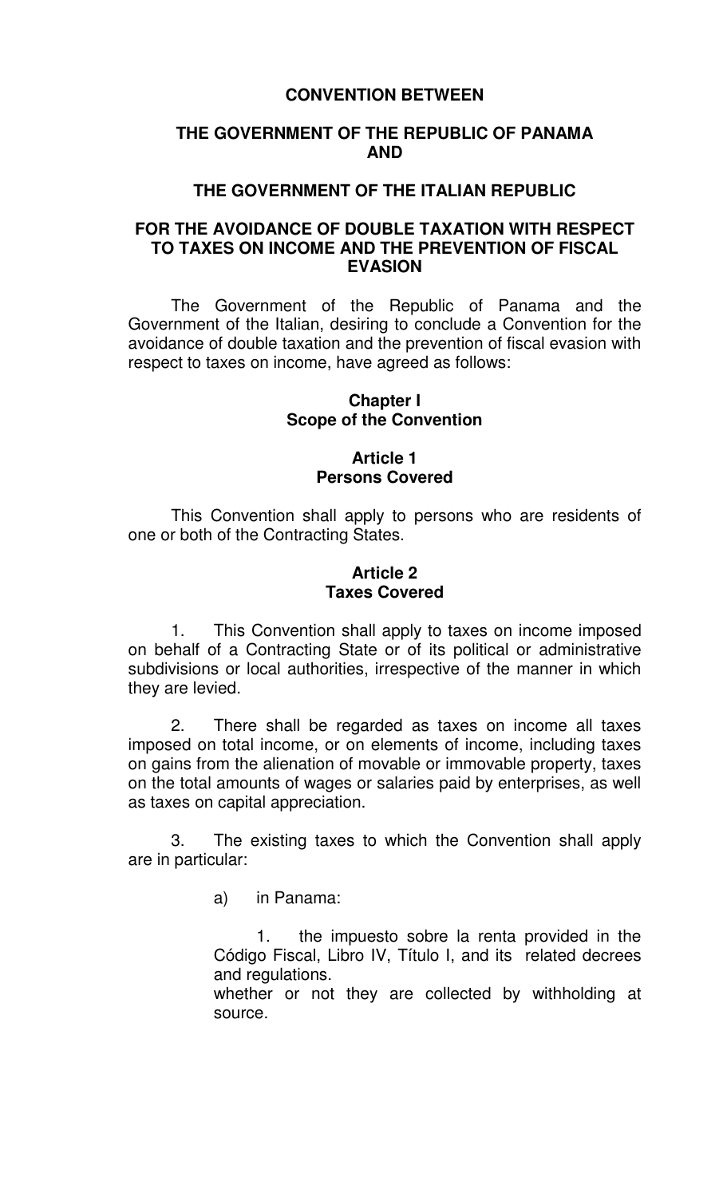**CONVENTION BETWEEN**

**THE GOVERNMENT OF THE REPUBLIC OF PANAMA AND**

**THE GOVERNMENT OF THE ITALIAN REPUBLIC**

**FOR THE AVOIDANCE OF DOUBLE TAXATION WITH RESPECT TO TAXES ON INCOME AND THE PREVENTION OF FISCAL EVASION**

The Government of the Republic of Panama and the Government of the Italian, desiring to conclude a Convention for the avoidance of double taxation and the prevention of fiscal evasion with respect to taxes on income, have agreed as follows:

## Chapter I
## Scope of the Convention

### Article 1
### Persons Covered

This Convention shall apply to persons who are residents of one or both of the Contracting States.

### Article 2
### Taxes Covered

1. This Convention shall apply to taxes on income imposed on behalf of a Contracting State or of its political or administrative subdivisions or local authorities, irrespective of the manner in which they are levied.

2. There shall be regarded as taxes on income all taxes imposed on total income, or on elements of income, including taxes on gains from the alienation of movable or immovable property, taxes on the total amounts of wages or salaries paid by enterprises, as well as taxes on capital appreciation.

3. The existing taxes to which the Convention shall apply are in particular:

a) in Panama:

1. the impuesto sobre la renta provided in the Código Fiscal, Libro IV, Título I, and its related decrees and regulations.

whether or not they are collected by withholding at source.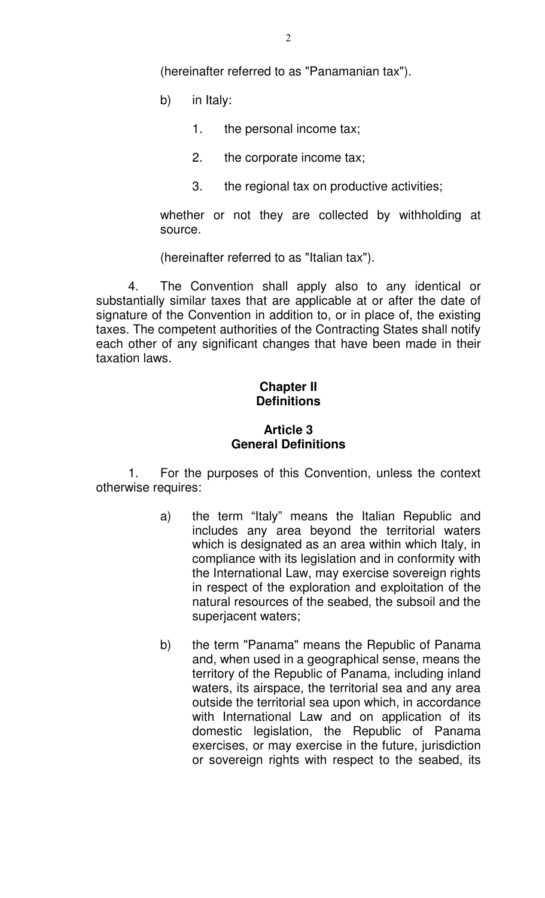(hereinafter referred to as "Panamanian tax").

b) in Italy:

1. the personal income tax;

2. the corporate income tax;

3. the regional tax on productive activities;

whether or not they are collected by withholding at source.

(hereinafter referred to as "Italian tax").

4. The Convention shall apply also to any identical or substantially similar taxes that are applicable at or after the date of signature of the Convention in addition to, or in place of, the existing taxes. The competent authorities of the Contracting States shall notify each other of any significant changes that have been made in their taxation laws.

## Chapter II
## Definitions

### Article 3
### General Definitions

1. For the purposes of this Convention, unless the context otherwise requires:

a) the term "Italy" means the Italian Republic and includes any area beyond the territorial waters which is designated as an area within which Italy, in compliance with its legislation and in conformity with the International Law, may exercise sovereign rights in respect of the exploration and exploitation of the natural resources of the seabed, the subsoil and the superjacent waters;

b) the term "Panama" means the Republic of Panama and, when used in a geographical sense, means the territory of the Republic of Panama, including inland waters, its airspace, the territorial sea and any area outside the territorial sea upon which, in accordance with International Law and on application of its domestic legislation, the Republic of Panama exercises, or may exercise in the future, jurisdiction or sovereign rights with respect to the seabed, its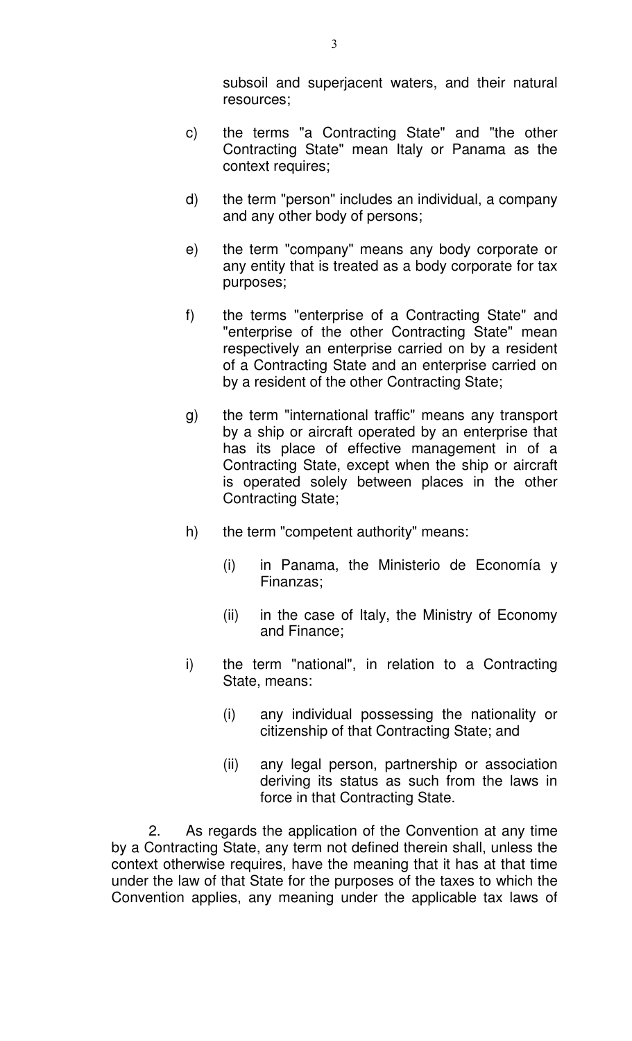subsoil and superjacent waters, and their natural resources;

c) the terms "a Contracting State" and "the other Contracting State" mean Italy or Panama as the context requires;

d) the term "person" includes an individual, a company and any other body of persons;

e) the term "company" means any body corporate or any entity that is treated as a body corporate for tax purposes;

f) the terms "enterprise of a Contracting State" and "enterprise of the other Contracting State" mean respectively an enterprise carried on by a resident of a Contracting State and an enterprise carried on by a resident of the other Contracting State;

g) the term "international traffic" means any transport by a ship or aircraft operated by an enterprise that has its place of effective management in of a Contracting State, except when the ship or aircraft is operated solely between places in the other Contracting State;

h) the term "competent authority" means:

   (i) in Panama, the Ministerio de Economía y Finanzas;

   (ii) in the case of Italy, the Ministry of Economy and Finance;

i) the term "national", in relation to a Contracting State, means:

   (i) any individual possessing the nationality or citizenship of that Contracting State; and

   (ii) any legal person, partnership or association deriving its status as such from the laws in force in that Contracting State.

2. As regards the application of the Convention at any time by a Contracting State, any term not defined therein shall, unless the context otherwise requires, have the meaning that it has at that time under the law of that State for the purposes of the taxes to which the Convention applies, any meaning under the applicable tax laws of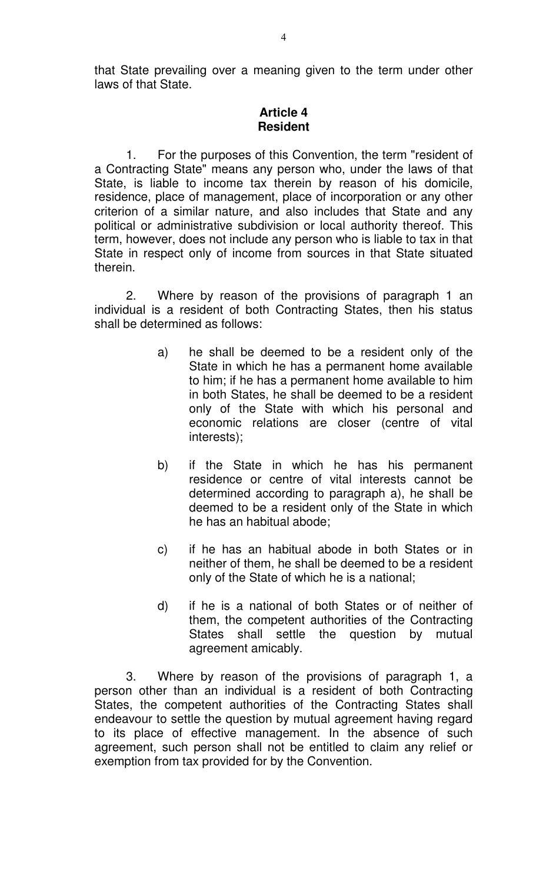that State prevailing over a meaning given to the term under other laws of that State.

**Article 4**
**Resident**

1. For the purposes of this Convention, the term "resident of a Contracting State" means any person who, under the laws of that State, is liable to income tax therein by reason of his domicile, residence, place of management, place of incorporation or any other criterion of a similar nature, and also includes that State and any political or administrative subdivision or local authority thereof. This term, however, does not include any person who is liable to tax in that State in respect only of income from sources in that State situated therein.

2. Where by reason of the provisions of paragraph 1 an individual is a resident of both Contracting States, then his status shall be determined as follows:

a) he shall be deemed to be a resident only of the State in which he has a permanent home available to him; if he has a permanent home available to him in both States, he shall be deemed to be a resident only of the State with which his personal and economic relations are closer (centre of vital interests);

b) if the State in which he has his permanent residence or centre of vital interests cannot be determined according to paragraph a), he shall be deemed to be a resident only of the State in which he has an habitual abode;

c) if he has an habitual abode in both States or in neither of them, he shall be deemed to be a resident only of the State of which he is a national;

d) if he is a national of both States or of neither of them, the competent authorities of the Contracting States shall settle the question by mutual agreement amicably.

3. Where by reason of the provisions of paragraph 1, a person other than an individual is a resident of both Contracting States, the competent authorities of the Contracting States shall endeavour to settle the question by mutual agreement having regard to its place of effective management. In the absence of such agreement, such person shall not be entitled to claim any relief or exemption from tax provided for by the Convention.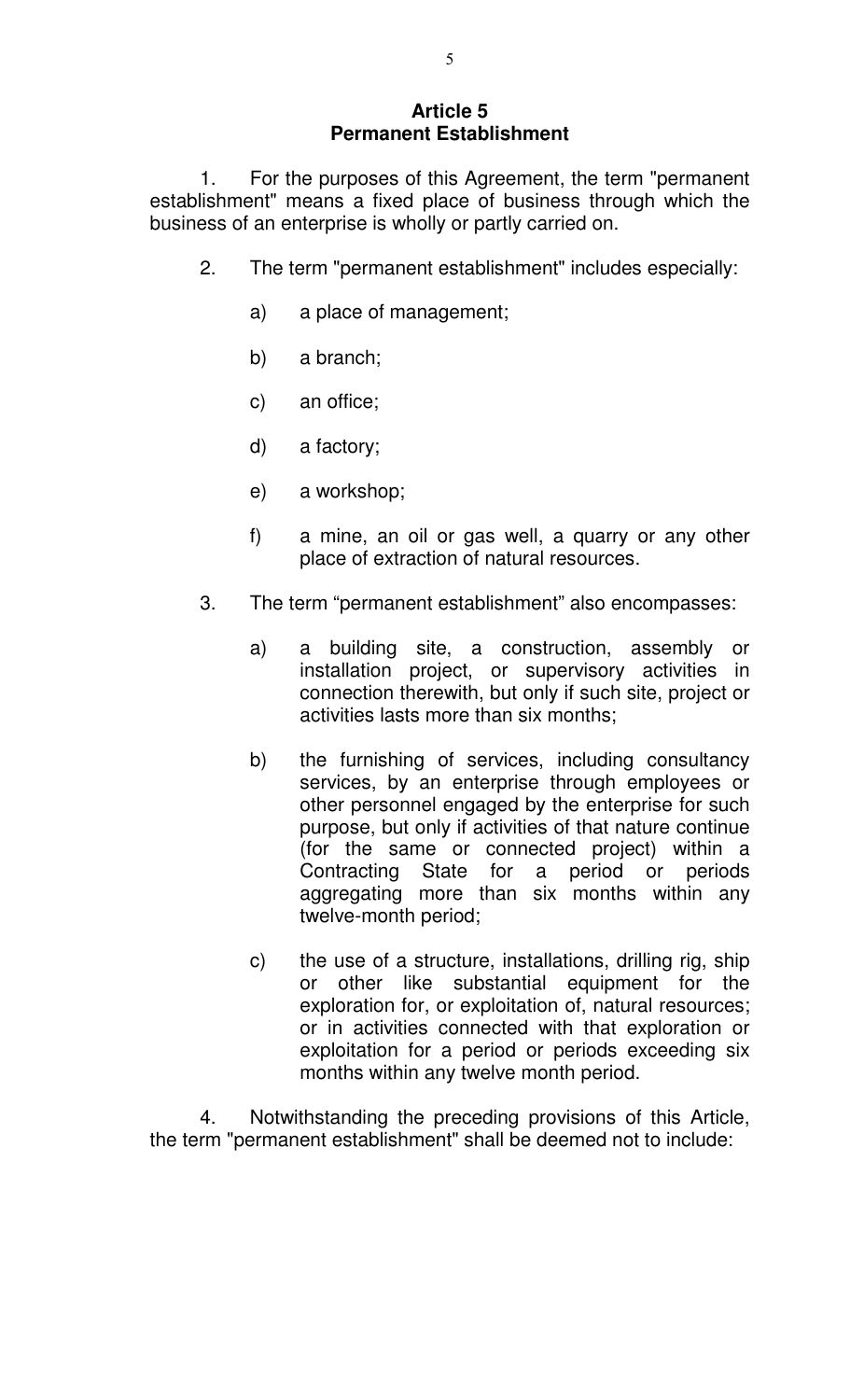## Article 5
## Permanent Establishment

1. For the purposes of this Agreement, the term "permanent establishment" means a fixed place of business through which the business of an enterprise is wholly or partly carried on.

2. The term "permanent establishment" includes especially:

   a) a place of management;

   b) a branch;

   c) an office;

   d) a factory;

   e) a workshop;

   f) a mine, an oil or gas well, a quarry or any other place of extraction of natural resources.

3. The term “permanent establishment” also encompasses:

   a) a building site, a construction, assembly or installation project, or supervisory activities in connection therewith, but only if such site, project or activities lasts more than six months;

   b) the furnishing of services, including consultancy services, by an enterprise through employees or other personnel engaged by the enterprise for such purpose, but only if activities of that nature continue (for the same or connected project) within a Contracting State for a period or periods aggregating more than six months within any twelve-month period;

   c) the use of a structure, installations, drilling rig, ship or other like substantial equipment for the exploration for, or exploitation of, natural resources; or in activities connected with that exploration or exploitation for a period or periods exceeding six months within any twelve month period.

4. Notwithstanding the preceding provisions of this Article, the term "permanent establishment" shall be deemed not to include: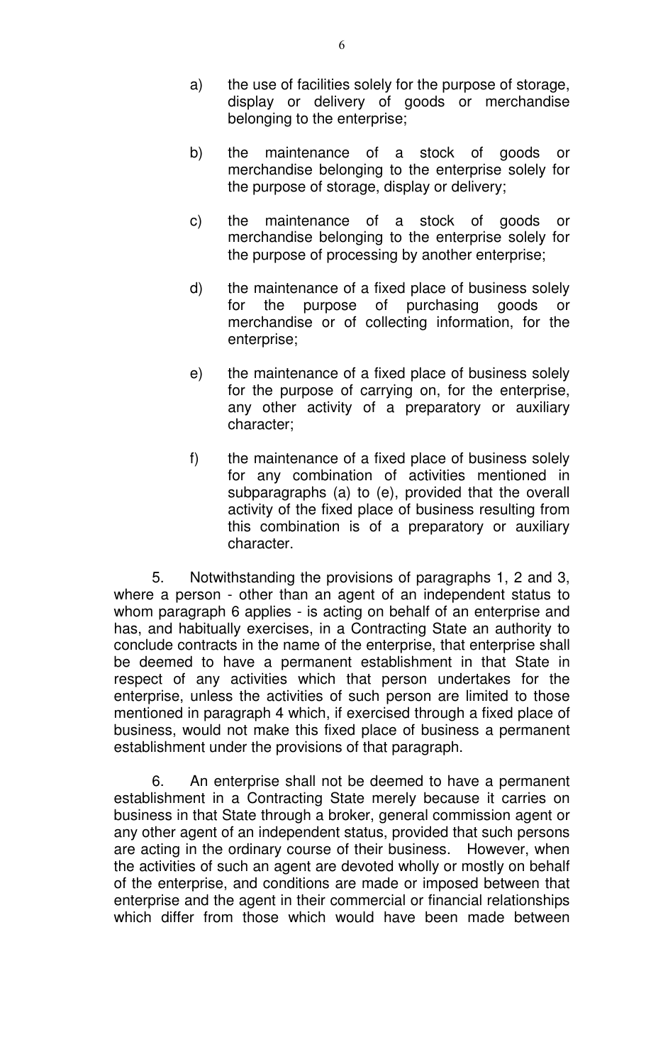a) the use of facilities solely for the purpose of storage, display or delivery of goods or merchandise belonging to the enterprise;

b) the maintenance of a stock of goods or merchandise belonging to the enterprise solely for the purpose of storage, display or delivery;

c) the maintenance of a stock of goods or merchandise belonging to the enterprise solely for the purpose of processing by another enterprise;

d) the maintenance of a fixed place of business solely for the purpose of purchasing goods or merchandise or of collecting information, for the enterprise;

e) the maintenance of a fixed place of business solely for the purpose of carrying on, for the enterprise, any other activity of a preparatory or auxiliary character;

f) the maintenance of a fixed place of business solely for any combination of activities mentioned in subparagraphs (a) to (e), provided that the overall activity of the fixed place of business resulting from this combination is of a preparatory or auxiliary character.

5. Notwithstanding the provisions of paragraphs 1, 2 and 3, where a person - other than an agent of an independent status to whom paragraph 6 applies - is acting on behalf of an enterprise and has, and habitually exercises, in a Contracting State an authority to conclude contracts in the name of the enterprise, that enterprise shall be deemed to have a permanent establishment in that State in respect of any activities which that person undertakes for the enterprise, unless the activities of such person are limited to those mentioned in paragraph 4 which, if exercised through a fixed place of business, would not make this fixed place of business a permanent establishment under the provisions of that paragraph.

6. An enterprise shall not be deemed to have a permanent establishment in a Contracting State merely because it carries on business in that State through a broker, general commission agent or any other agent of an independent status, provided that such persons are acting in the ordinary course of their business. However, when the activities of such an agent are devoted wholly or mostly on behalf of the enterprise, and conditions are made or imposed between that enterprise and the agent in their commercial or financial relationships which differ from those which would have been made between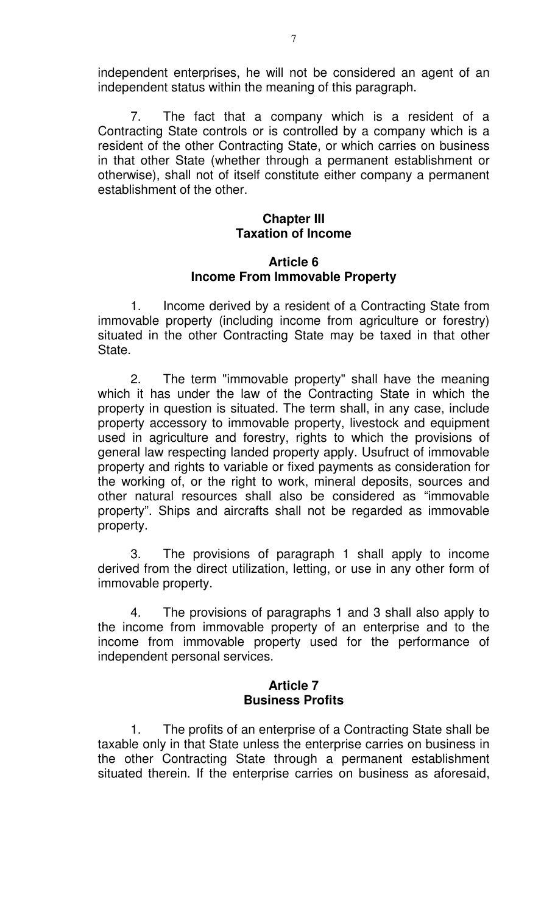independent enterprises, he will not be considered an agent of an independent status within the meaning of this paragraph.

7. The fact that a company which is a resident of a Contracting State controls or is controlled by a company which is a resident of the other Contracting State, or which carries on business in that other State (whether through a permanent establishment or otherwise), shall not of itself constitute either company a permanent establishment of the other.

## Chapter III
## Taxation of Income

### Article 6
### Income From Immovable Property

1. Income derived by a resident of a Contracting State from immovable property (including income from agriculture or forestry) situated in the other Contracting State may be taxed in that other State.

2. The term "immovable property" shall have the meaning which it has under the law of the Contracting State in which the property in question is situated. The term shall, in any case, include property accessory to immovable property, livestock and equipment used in agriculture and forestry, rights to which the provisions of general law respecting landed property apply. Usufruct of immovable property and rights to variable or fixed payments as consideration for the working of, or the right to work, mineral deposits, sources and other natural resources shall also be considered as "immovable property". Ships and aircrafts shall not be regarded as immovable property.

3. The provisions of paragraph 1 shall apply to income derived from the direct utilization, letting, or use in any other form of immovable property.

4. The provisions of paragraphs 1 and 3 shall also apply to the income from immovable property of an enterprise and to the income from immovable property used for the performance of independent personal services.

### Article 7
### Business Profits

1. The profits of an enterprise of a Contracting State shall be taxable only in that State unless the enterprise carries on business in the other Contracting State through a permanent establishment situated therein. If the enterprise carries on business as aforesaid,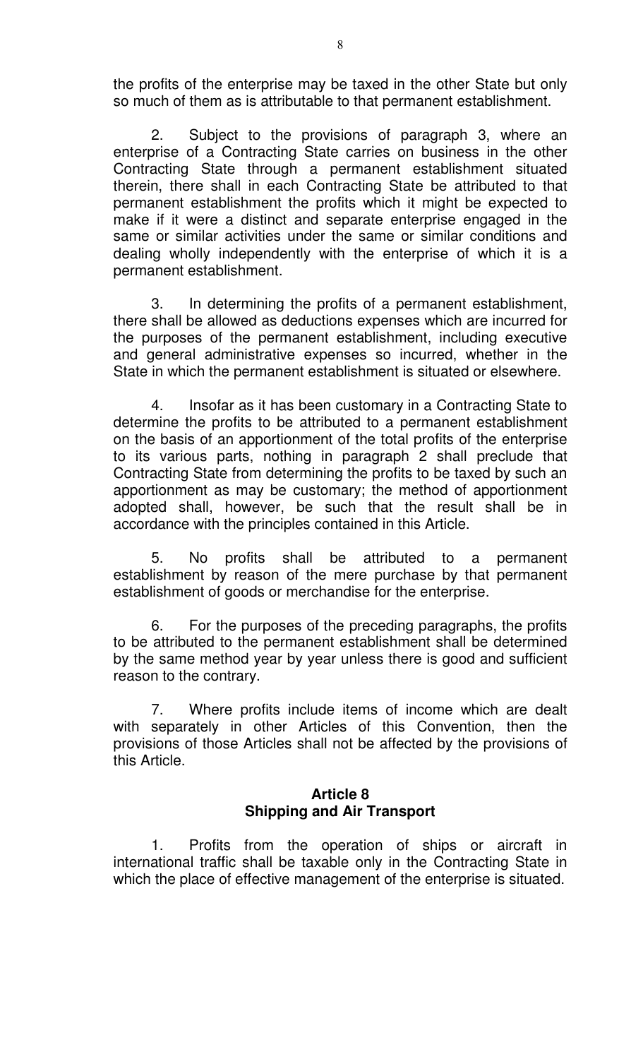the profits of the enterprise may be taxed in the other State but only so much of them as is attributable to that permanent establishment.

2. Subject to the provisions of paragraph 3, where an enterprise of a Contracting State carries on business in the other Contracting State through a permanent establishment situated therein, there shall in each Contracting State be attributed to that permanent establishment the profits which it might be expected to make if it were a distinct and separate enterprise engaged in the same or similar activities under the same or similar conditions and dealing wholly independently with the enterprise of which it is a permanent establishment.

3. In determining the profits of a permanent establishment, there shall be allowed as deductions expenses which are incurred for the purposes of the permanent establishment, including executive and general administrative expenses so incurred, whether in the State in which the permanent establishment is situated or elsewhere.

4. Insofar as it has been customary in a Contracting State to determine the profits to be attributed to a permanent establishment on the basis of an apportionment of the total profits of the enterprise to its various parts, nothing in paragraph 2 shall preclude that Contracting State from determining the profits to be taxed by such an apportionment as may be customary; the method of apportionment adopted shall, however, be such that the result shall be in accordance with the principles contained in this Article.

5. No profits shall be attributed to a permanent establishment by reason of the mere purchase by that permanent establishment of goods or merchandise for the enterprise.

6. For the purposes of the preceding paragraphs, the profits to be attributed to the permanent establishment shall be determined by the same method year by year unless there is good and sufficient reason to the contrary.

7. Where profits include items of income which are dealt with separately in other Articles of this Convention, then the provisions of those Articles shall not be affected by the provisions of this Article.

## Article 8
## Shipping and Air Transport

1. Profits from the operation of ships or aircraft in international traffic shall be taxable only in the Contracting State in which the place of effective management of the enterprise is situated.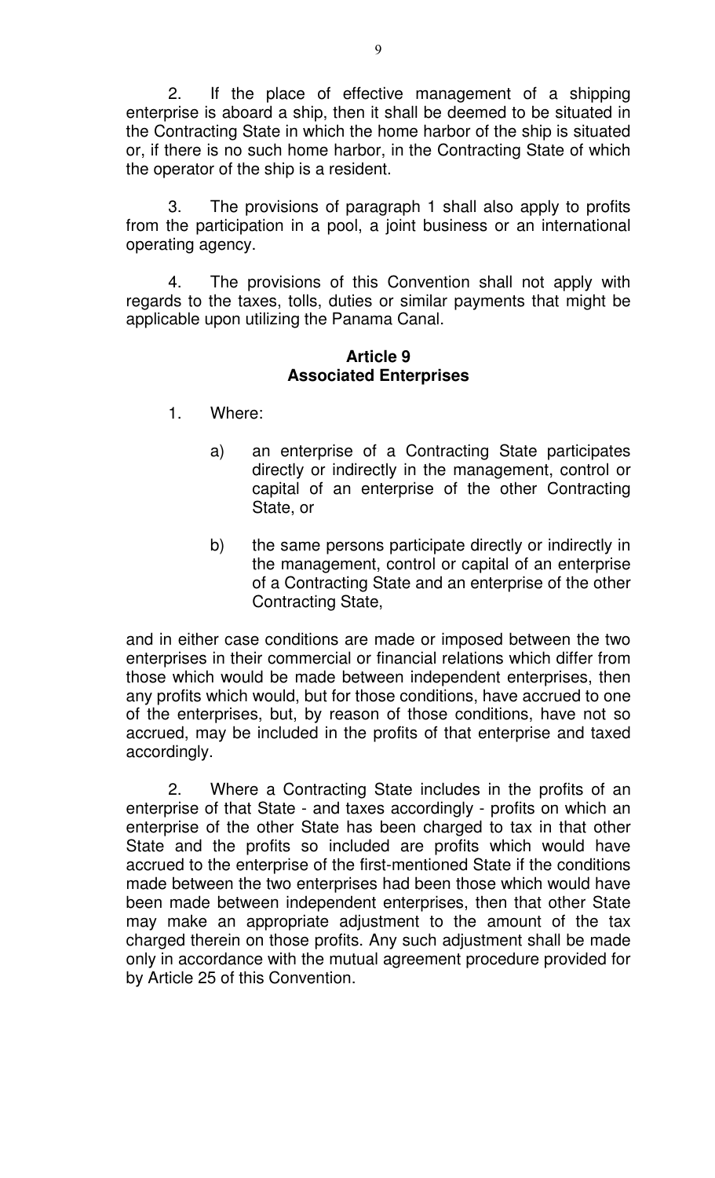2. If the place of effective management of a shipping enterprise is aboard a ship, then it shall be deemed to be situated in the Contracting State in which the home harbor of the ship is situated or, if there is no such home harbor, in the Contracting State of which the operator of the ship is a resident.

3. The provisions of paragraph 1 shall also apply to profits from the participation in a pool, a joint business or an international operating agency.

4. The provisions of this Convention shall not apply with regards to the taxes, tolls, duties or similar payments that might be applicable upon utilizing the Panama Canal.

## Article 9
## Associated Enterprises

1. Where:

   a) an enterprise of a Contracting State participates directly or indirectly in the management, control or capital of an enterprise of the other Contracting State, or

   b) the same persons participate directly or indirectly in the management, control or capital of an enterprise of a Contracting State and an enterprise of the other Contracting State,

and in either case conditions are made or imposed between the two enterprises in their commercial or financial relations which differ from those which would be made between independent enterprises, then any profits which would, but for those conditions, have accrued to one of the enterprises, but, by reason of those conditions, have not so accrued, may be included in the profits of that enterprise and taxed accordingly.

2. Where a Contracting State includes in the profits of an enterprise of that State - and taxes accordingly - profits on which an enterprise of the other State has been charged to tax in that other State and the profits so included are profits which would have accrued to the enterprise of the first-mentioned State if the conditions made between the two enterprises had been those which would have been made between independent enterprises, then that other State may make an appropriate adjustment to the amount of the tax charged therein on those profits. Any such adjustment shall be made only in accordance with the mutual agreement procedure provided for by Article 25 of this Convention.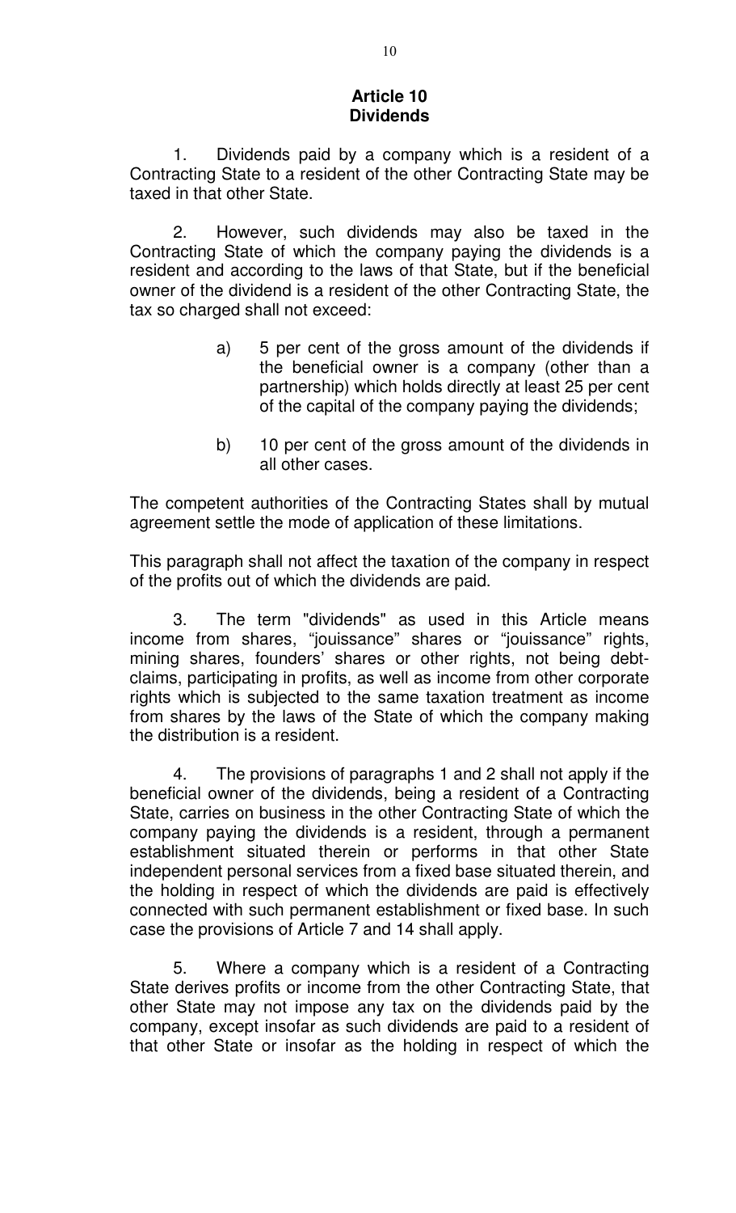## Article 10
## Dividends

1. Dividends paid by a company which is a resident of a Contracting State to a resident of the other Contracting State may be taxed in that other State.

2. However, such dividends may also be taxed in the Contracting State of which the company paying the dividends is a resident and according to the laws of that State, but if the beneficial owner of the dividend is a resident of the other Contracting State, the tax so charged shall not exceed:

a) 5 per cent of the gross amount of the dividends if the beneficial owner is a company (other than a partnership) which holds directly at least 25 per cent of the capital of the company paying the dividends;

b) 10 per cent of the gross amount of the dividends in all other cases.

The competent authorities of the Contracting States shall by mutual agreement settle the mode of application of these limitations.

This paragraph shall not affect the taxation of the company in respect of the profits out of which the dividends are paid.

3. The term "dividends" as used in this Article means income from shares, "jouissance" shares or "jouissance" rights, mining shares, founders' shares or other rights, not being debt-claims, participating in profits, as well as income from other corporate rights which is subjected to the same taxation treatment as income from shares by the laws of the State of which the company making the distribution is a resident.

4. The provisions of paragraphs 1 and 2 shall not apply if the beneficial owner of the dividends, being a resident of a Contracting State, carries on business in the other Contracting State of which the company paying the dividends is a resident, through a permanent establishment situated therein or performs in that other State independent personal services from a fixed base situated therein, and the holding in respect of which the dividends are paid is effectively connected with such permanent establishment or fixed base. In such case the provisions of Article 7 and 14 shall apply.

5. Where a company which is a resident of a Contracting State derives profits or income from the other Contracting State, that other State may not impose any tax on the dividends paid by the company, except insofar as such dividends are paid to a resident of that other State or insofar as the holding in respect of which the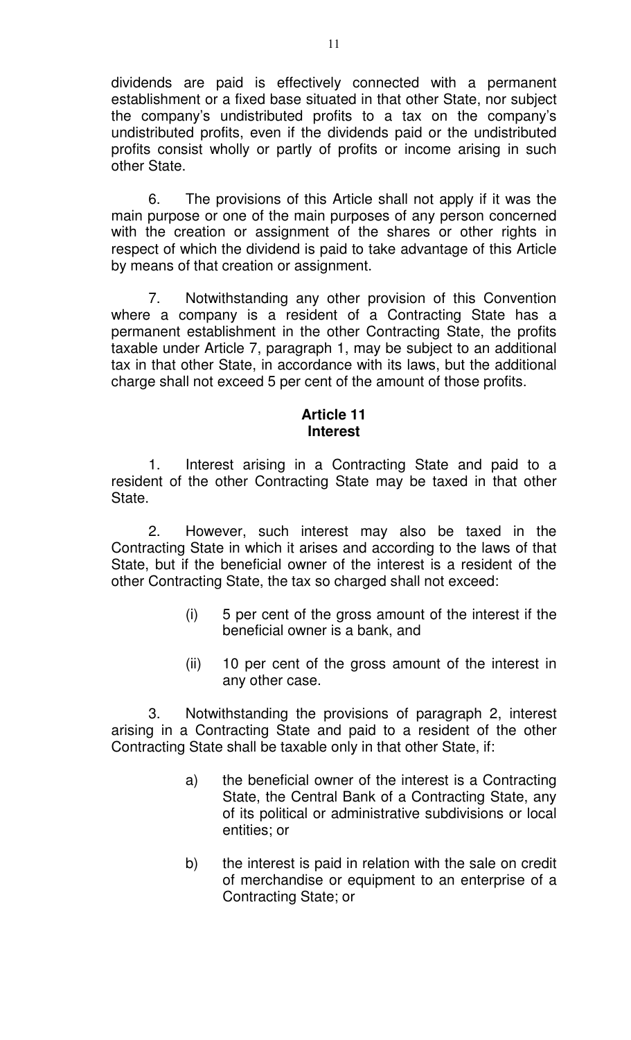dividends are paid is effectively connected with a permanent establishment or a fixed base situated in that other State, nor subject the company's undistributed profits to a tax on the company's undistributed profits, even if the dividends paid or the undistributed profits consist wholly or partly of profits or income arising in such other State.

6. The provisions of this Article shall not apply if it was the main purpose or one of the main purposes of any person concerned with the creation or assignment of the shares or other rights in respect of which the dividend is paid to take advantage of this Article by means of that creation or assignment.

7. Notwithstanding any other provision of this Convention where a company is a resident of a Contracting State has a permanent establishment in the other Contracting State, the profits taxable under Article 7, paragraph 1, may be subject to an additional tax in that other State, in accordance with its laws, but the additional charge shall not exceed 5 per cent of the amount of those profits.

## Article 11
## Interest

1. Interest arising in a Contracting State and paid to a resident of the other Contracting State may be taxed in that other State.

2. However, such interest may also be taxed in the Contracting State in which it arises and according to the laws of that State, but if the beneficial owner of the interest is a resident of the other Contracting State, the tax so charged shall not exceed:

(i) 5 per cent of the gross amount of the interest if the beneficial owner is a bank, and

(ii) 10 per cent of the gross amount of the interest in any other case.

3. Notwithstanding the provisions of paragraph 2, interest arising in a Contracting State and paid to a resident of the other Contracting State shall be taxable only in that other State, if:

a) the beneficial owner of the interest is a Contracting State, the Central Bank of a Contracting State, any of its political or administrative subdivisions or local entities; or

b) the interest is paid in relation with the sale on credit of merchandise or equipment to an enterprise of a Contracting State; or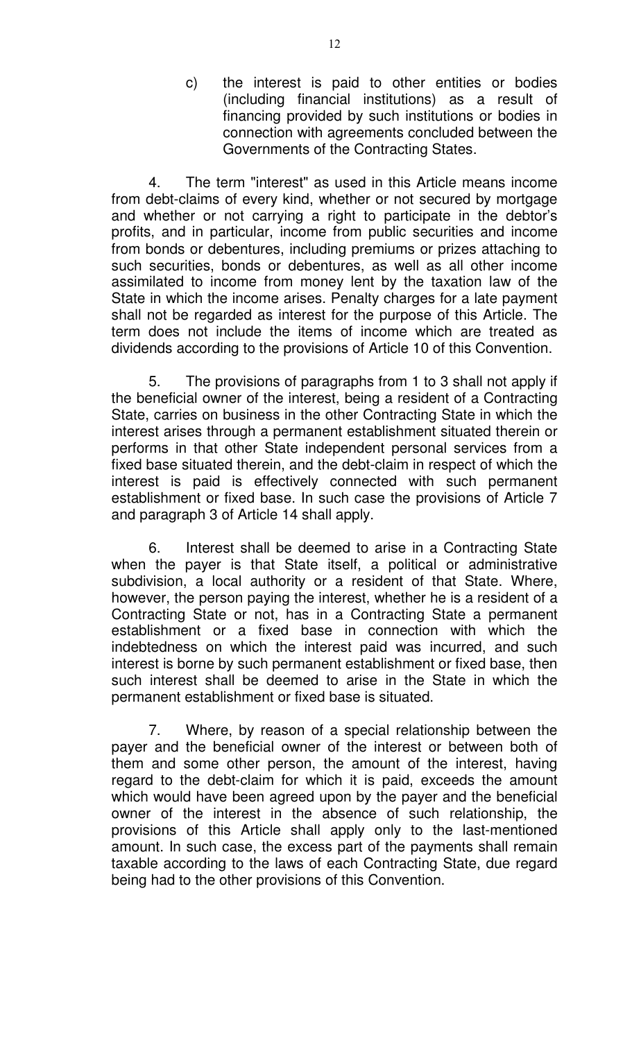c) the interest is paid to other entities or bodies (including financial institutions) as a result of financing provided by such institutions or bodies in connection with agreements concluded between the Governments of the Contracting States.

4. The term "interest" as used in this Article means income from debt-claims of every kind, whether or not secured by mortgage and whether or not carrying a right to participate in the debtor's profits, and in particular, income from public securities and income from bonds or debentures, including premiums or prizes attaching to such securities, bonds or debentures, as well as all other income assimilated to income from money lent by the taxation law of the State in which the income arises. Penalty charges for a late payment shall not be regarded as interest for the purpose of this Article. The term does not include the items of income which are treated as dividends according to the provisions of Article 10 of this Convention.

5. The provisions of paragraphs from 1 to 3 shall not apply if the beneficial owner of the interest, being a resident of a Contracting State, carries on business in the other Contracting State in which the interest arises through a permanent establishment situated therein or performs in that other State independent personal services from a fixed base situated therein, and the debt-claim in respect of which the interest is paid is effectively connected with such permanent establishment or fixed base. In such case the provisions of Article 7 and paragraph 3 of Article 14 shall apply.

6. Interest shall be deemed to arise in a Contracting State when the payer is that State itself, a political or administrative subdivision, a local authority or a resident of that State. Where, however, the person paying the interest, whether he is a resident of a Contracting State or not, has in a Contracting State a permanent establishment or a fixed base in connection with which the indebtedness on which the interest paid was incurred, and such interest is borne by such permanent establishment or fixed base, then such interest shall be deemed to arise in the State in which the permanent establishment or fixed base is situated.

7. Where, by reason of a special relationship between the payer and the beneficial owner of the interest or between both of them and some other person, the amount of the interest, having regard to the debt-claim for which it is paid, exceeds the amount which would have been agreed upon by the payer and the beneficial owner of the interest in the absence of such relationship, the provisions of this Article shall apply only to the last-mentioned amount. In such case, the excess part of the payments shall remain taxable according to the laws of each Contracting State, due regard being had to the other provisions of this Convention.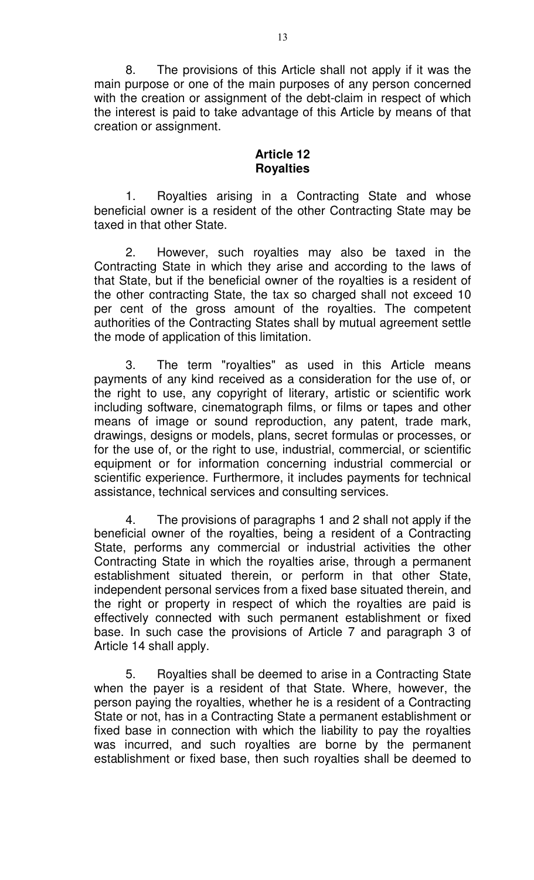8. The provisions of this Article shall not apply if it was the main purpose or one of the main purposes of any person concerned with the creation or assignment of the debt-claim in respect of which the interest is paid to take advantage of this Article by means of that creation or assignment.

## Article 12
## Royalties

1. Royalties arising in a Contracting State and whose beneficial owner is a resident of the other Contracting State may be taxed in that other State.

2. However, such royalties may also be taxed in the Contracting State in which they arise and according to the laws of that State, but if the beneficial owner of the royalties is a resident of the other contracting State, the tax so charged shall not exceed 10 per cent of the gross amount of the royalties. The competent authorities of the Contracting States shall by mutual agreement settle the mode of application of this limitation.

3. The term "royalties" as used in this Article means payments of any kind received as a consideration for the use of, or the right to use, any copyright of literary, artistic or scientific work including software, cinematograph films, or films or tapes and other means of image or sound reproduction, any patent, trade mark, drawings, designs or models, plans, secret formulas or processes, or for the use of, or the right to use, industrial, commercial, or scientific equipment or for information concerning industrial commercial or scientific experience. Furthermore, it includes payments for technical assistance, technical services and consulting services.

4. The provisions of paragraphs 1 and 2 shall not apply if the beneficial owner of the royalties, being a resident of a Contracting State, performs any commercial or industrial activities the other Contracting State in which the royalties arise, through a permanent establishment situated therein, or perform in that other State, independent personal services from a fixed base situated therein, and the right or property in respect of which the royalties are paid is effectively connected with such permanent establishment or fixed base. In such case the provisions of Article 7 and paragraph 3 of Article 14 shall apply.

5. Royalties shall be deemed to arise in a Contracting State when the payer is a resident of that State. Where, however, the person paying the royalties, whether he is a resident of a Contracting State or not, has in a Contracting State a permanent establishment or fixed base in connection with which the liability to pay the royalties was incurred, and such royalties are borne by the permanent establishment or fixed base, then such royalties shall be deemed to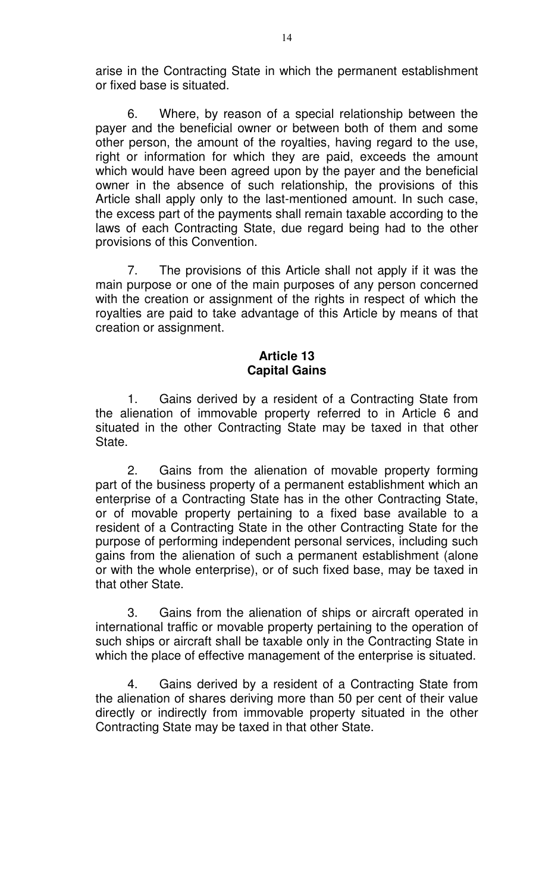arise in the Contracting State in which the permanent establishment or fixed base is situated.

6. Where, by reason of a special relationship between the payer and the beneficial owner or between both of them and some other person, the amount of the royalties, having regard to the use, right or information for which they are paid, exceeds the amount which would have been agreed upon by the payer and the beneficial owner in the absence of such relationship, the provisions of this Article shall apply only to the last-mentioned amount. In such case, the excess part of the payments shall remain taxable according to the laws of each Contracting State, due regard being had to the other provisions of this Convention.

7. The provisions of this Article shall not apply if it was the main purpose or one of the main purposes of any person concerned with the creation or assignment of the rights in respect of which the royalties are paid to take advantage of this Article by means of that creation or assignment.

## Article 13
## Capital Gains

1. Gains derived by a resident of a Contracting State from the alienation of immovable property referred to in Article 6 and situated in the other Contracting State may be taxed in that other State.

2. Gains from the alienation of movable property forming part of the business property of a permanent establishment which an enterprise of a Contracting State has in the other Contracting State, or of movable property pertaining to a fixed base available to a resident of a Contracting State in the other Contracting State for the purpose of performing independent personal services, including such gains from the alienation of such a permanent establishment (alone or with the whole enterprise), or of such fixed base, may be taxed in that other State.

3. Gains from the alienation of ships or aircraft operated in international traffic or movable property pertaining to the operation of such ships or aircraft shall be taxable only in the Contracting State in which the place of effective management of the enterprise is situated.

4. Gains derived by a resident of a Contracting State from the alienation of shares deriving more than 50 per cent of their value directly or indirectly from immovable property situated in the other Contracting State may be taxed in that other State.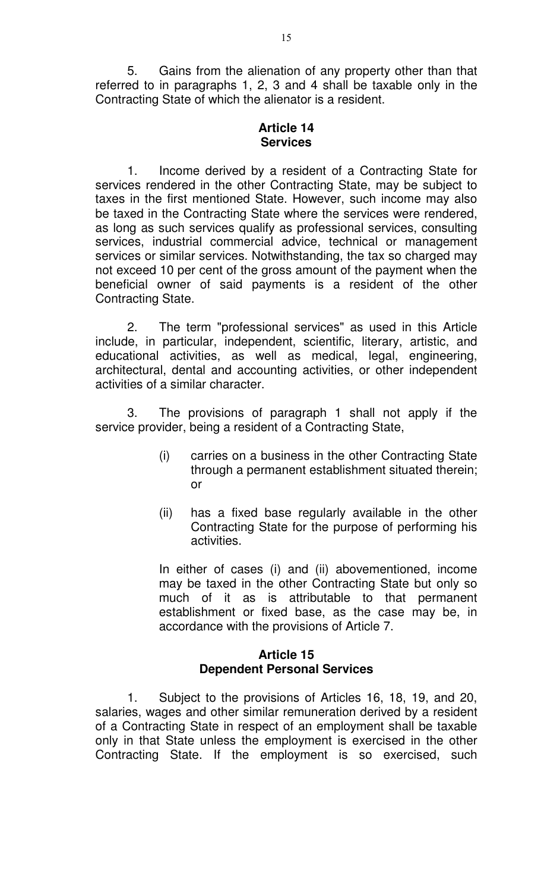5. Gains from the alienation of any property other than that referred to in paragraphs 1, 2, 3 and 4 shall be taxable only in the Contracting State of which the alienator is a resident.

**Article 14**
**Services**

1. Income derived by a resident of a Contracting State for services rendered in the other Contracting State, may be subject to taxes in the first mentioned State. However, such income may also be taxed in the Contracting State where the services were rendered, as long as such services qualify as professional services, consulting services, industrial commercial advice, technical or management services or similar services. Notwithstanding, the tax so charged may not exceed 10 per cent of the gross amount of the payment when the beneficial owner of said payments is a resident of the other Contracting State.

2. The term "professional services" as used in this Article include, in particular, independent, scientific, literary, artistic, and educational activities, as well as medical, legal, engineering, architectural, dental and accounting activities, or other independent activities of a similar character.

3. The provisions of paragraph 1 shall not apply if the service provider, being a resident of a Contracting State,

(i) carries on a business in the other Contracting State through a permanent establishment situated therein; or

(ii) has a fixed base regularly available in the other Contracting State for the purpose of performing his activities.

In either of cases (i) and (ii) abovementioned, income may be taxed in the other Contracting State but only so much of it as is attributable to that permanent establishment or fixed base, as the case may be, in accordance with the provisions of Article 7.

**Article 15**
**Dependent Personal Services**

1. Subject to the provisions of Articles 16, 18, 19, and 20, salaries, wages and other similar remuneration derived by a resident of a Contracting State in respect of an employment shall be taxable only in that State unless the employment is exercised in the other Contracting State. If the employment is so exercised, such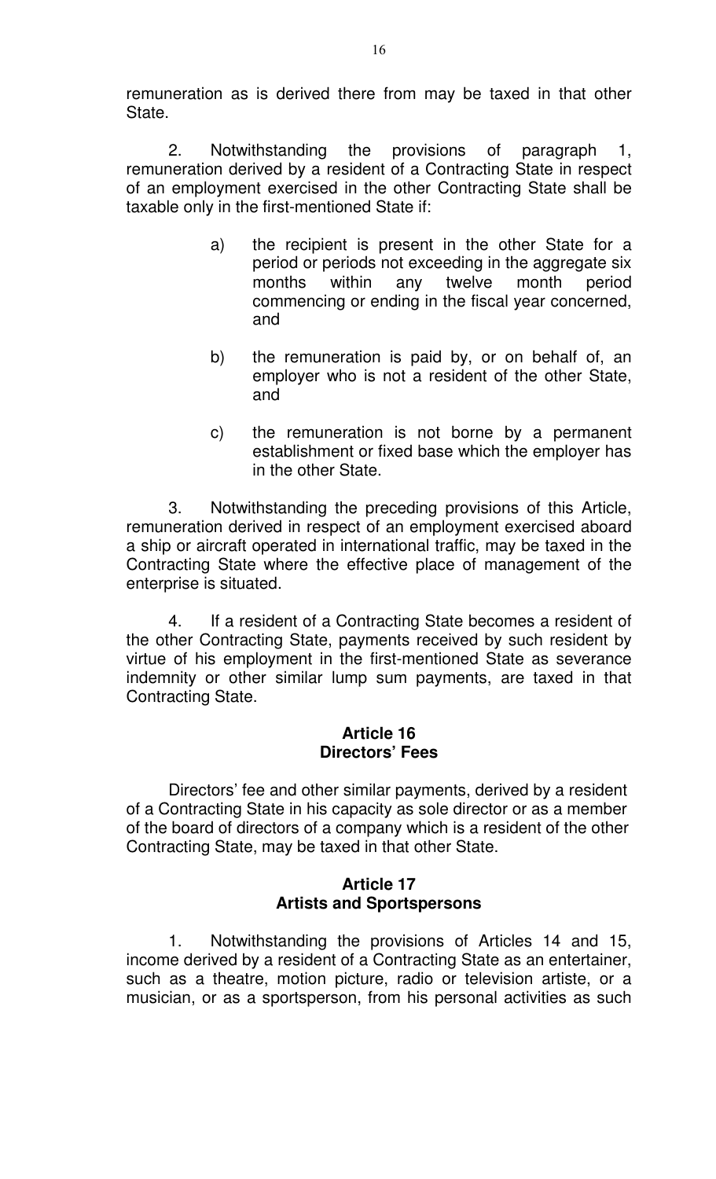remuneration as is derived there from may be taxed in that other State.

2. Notwithstanding the provisions of paragraph 1, remuneration derived by a resident of a Contracting State in respect of an employment exercised in the other Contracting State shall be taxable only in the first-mentioned State if:

a) the recipient is present in the other State for a period or periods not exceeding in the aggregate six months within any twelve month period commencing or ending in the fiscal year concerned, and

b) the remuneration is paid by, or on behalf of, an employer who is not a resident of the other State, and

c) the remuneration is not borne by a permanent establishment or fixed base which the employer has in the other State.

3. Notwithstanding the preceding provisions of this Article, remuneration derived in respect of an employment exercised aboard a ship or aircraft operated in international traffic, may be taxed in the Contracting State where the effective place of management of the enterprise is situated.

4. If a resident of a Contracting State becomes a resident of the other Contracting State, payments received by such resident by virtue of his employment in the first-mentioned State as severance indemnity or other similar lump sum payments, are taxed in that Contracting State.

**Article 16**
**Directors' Fees**

Directors' fee and other similar payments, derived by a resident of a Contracting State in his capacity as sole director or as a member of the board of directors of a company which is a resident of the other Contracting State, may be taxed in that other State.

**Article 17**
**Artists and Sportspersons**

1. Notwithstanding the provisions of Articles 14 and 15, income derived by a resident of a Contracting State as an entertainer, such as a theatre, motion picture, radio or television artiste, or a musician, or as a sportsperson, from his personal activities as such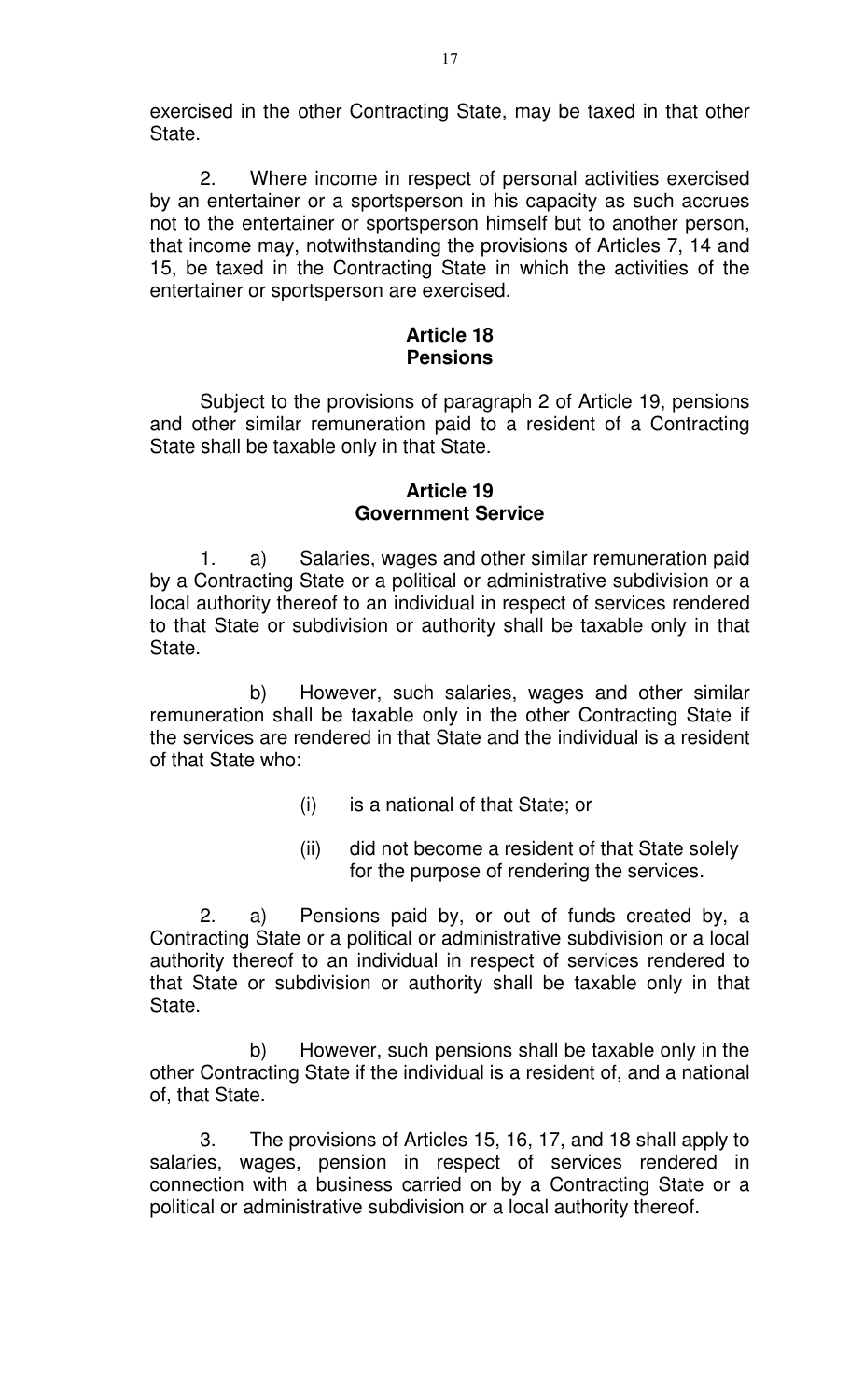exercised in the other Contracting State, may be taxed in that other State.

2. Where income in respect of personal activities exercised by an entertainer or a sportsperson in his capacity as such accrues not to the entertainer or sportsperson himself but to another person, that income may, notwithstanding the provisions of Articles 7, 14 and 15, be taxed in the Contracting State in which the activities of the entertainer or sportsperson are exercised.

## Article 18
## Pensions

Subject to the provisions of paragraph 2 of Article 19, pensions and other similar remuneration paid to a resident of a Contracting State shall be taxable only in that State.

## Article 19
## Government Service

1. a) Salaries, wages and other similar remuneration paid by a Contracting State or a political or administrative subdivision or a local authority thereof to an individual in respect of services rendered to that State or subdivision or authority shall be taxable only in that State.

b) However, such salaries, wages and other similar remuneration shall be taxable only in the other Contracting State if the services are rendered in that State and the individual is a resident of that State who:

(i) is a national of that State; or

(ii) did not become a resident of that State solely for the purpose of rendering the services.

2. a) Pensions paid by, or out of funds created by, a Contracting State or a political or administrative subdivision or a local authority thereof to an individual in respect of services rendered to that State or subdivision or authority shall be taxable only in that State.

b) However, such pensions shall be taxable only in the other Contracting State if the individual is a resident of, and a national of, that State.

3. The provisions of Articles 15, 16, 17, and 18 shall apply to salaries, wages, pension in respect of services rendered in connection with a business carried on by a Contracting State or a political or administrative subdivision or a local authority thereof.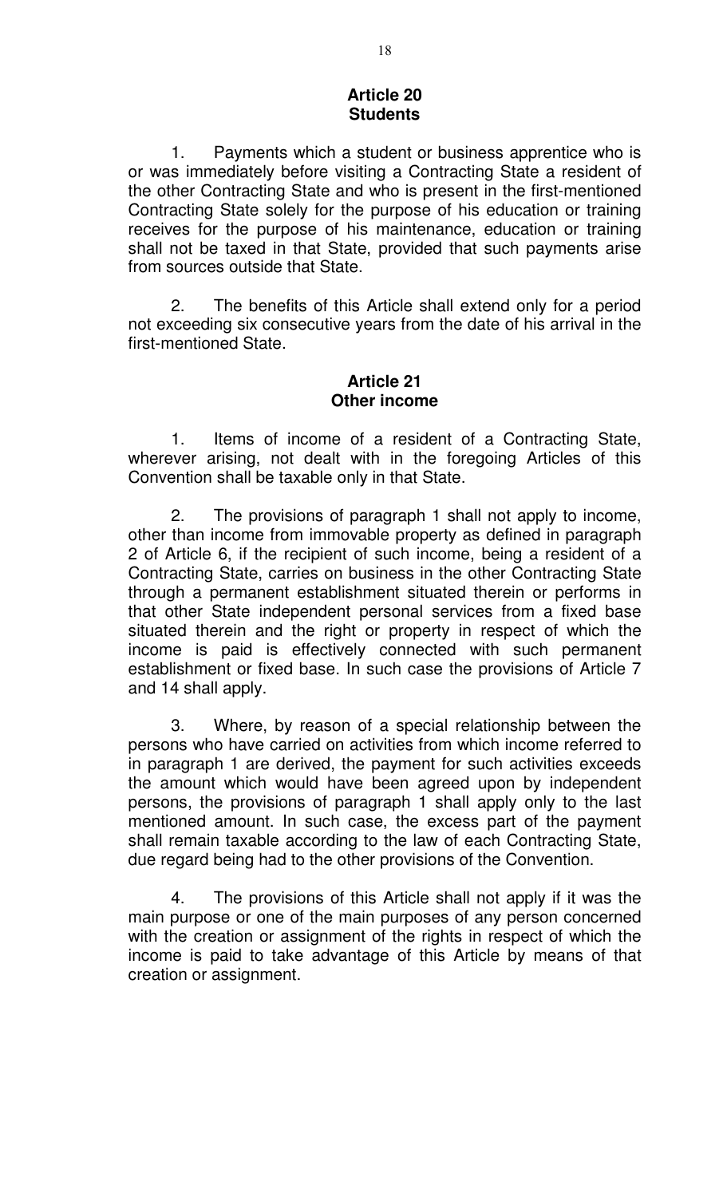## Article 20
## Students

1. Payments which a student or business apprentice who is or was immediately before visiting a Contracting State a resident of the other Contracting State and who is present in the first-mentioned Contracting State solely for the purpose of his education or training receives for the purpose of his maintenance, education or training shall not be taxed in that State, provided that such payments arise from sources outside that State.

2. The benefits of this Article shall extend only for a period not exceeding six consecutive years from the date of his arrival in the first-mentioned State.

## Article 21
## Other income

1. Items of income of a resident of a Contracting State, wherever arising, not dealt with in the foregoing Articles of this Convention shall be taxable only in that State.

2. The provisions of paragraph 1 shall not apply to income, other than income from immovable property as defined in paragraph 2 of Article 6, if the recipient of such income, being a resident of a Contracting State, carries on business in the other Contracting State through a permanent establishment situated therein or performs in that other State independent personal services from a fixed base situated therein and the right or property in respect of which the income is paid is effectively connected with such permanent establishment or fixed base. In such case the provisions of Article 7 and 14 shall apply.

3. Where, by reason of a special relationship between the persons who have carried on activities from which income referred to in paragraph 1 are derived, the payment for such activities exceeds the amount which would have been agreed upon by independent persons, the provisions of paragraph 1 shall apply only to the last mentioned amount. In such case, the excess part of the payment shall remain taxable according to the law of each Contracting State, due regard being had to the other provisions of the Convention.

4. The provisions of this Article shall not apply if it was the main purpose or one of the main purposes of any person concerned with the creation or assignment of the rights in respect of which the income is paid to take advantage of this Article by means of that creation or assignment.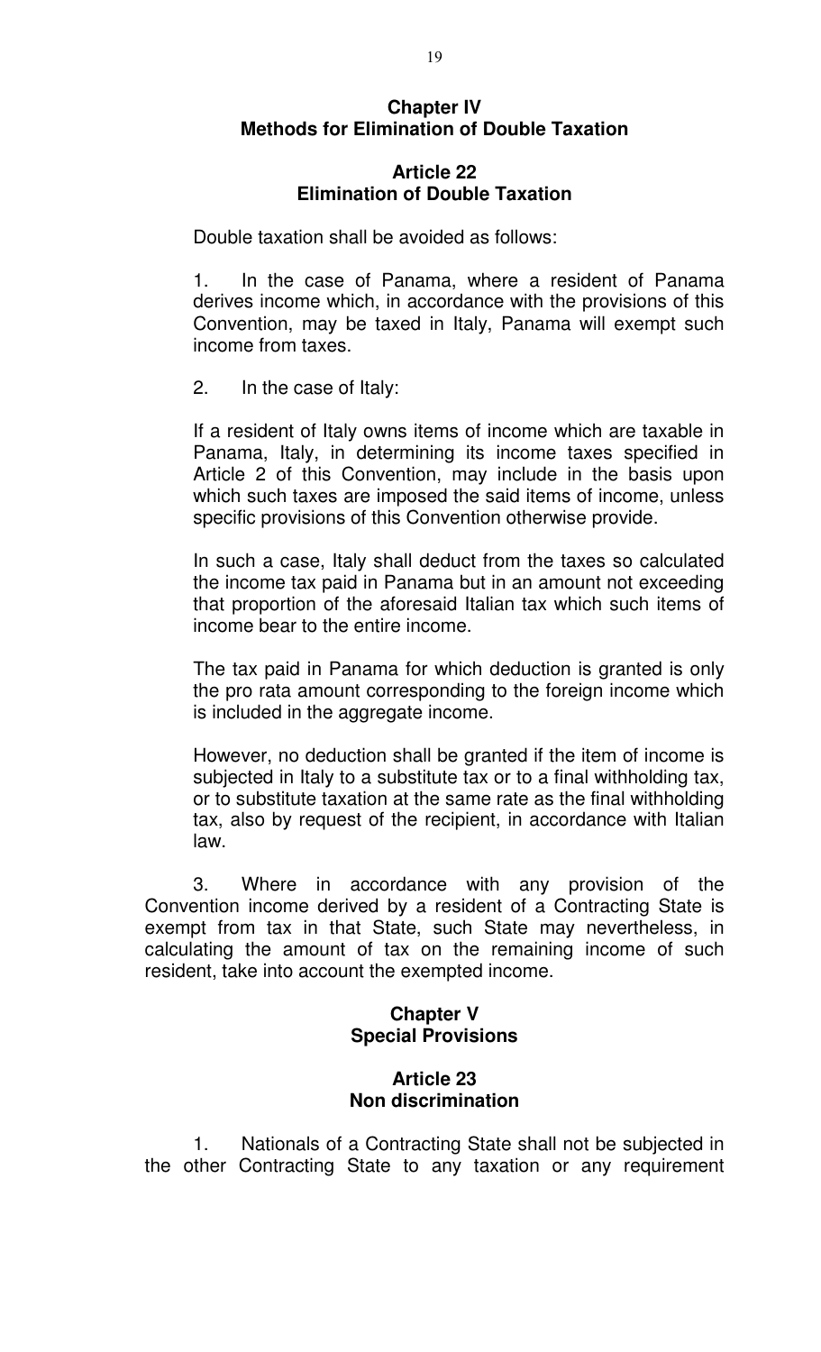## Chapter IV
## Methods for Elimination of Double Taxation

### Article 22
### Elimination of Double Taxation

Double taxation shall be avoided as follows:

1. In the case of Panama, where a resident of Panama derives income which, in accordance with the provisions of this Convention, may be taxed in Italy, Panama will exempt such income from taxes.

2. In the case of Italy:

If a resident of Italy owns items of income which are taxable in Panama, Italy, in determining its income taxes specified in Article 2 of this Convention, may include in the basis upon which such taxes are imposed the said items of income, unless specific provisions of this Convention otherwise provide.

In such a case, Italy shall deduct from the taxes so calculated the income tax paid in Panama but in an amount not exceeding that proportion of the aforesaid Italian tax which such items of income bear to the entire income.

The tax paid in Panama for which deduction is granted is only the pro rata amount corresponding to the foreign income which is included in the aggregate income.

However, no deduction shall be granted if the item of income is subjected in Italy to a substitute tax or to a final withholding tax, or to substitute taxation at the same rate as the final withholding tax, also by request of the recipient, in accordance with Italian law.

3. Where in accordance with any provision of the Convention income derived by a resident of a Contracting State is exempt from tax in that State, such State may nevertheless, in calculating the amount of tax on the remaining income of such resident, take into account the exempted income.

## Chapter V
## Special Provisions

### Article 23
### Non discrimination

1. Nationals of a Contracting State shall not be subjected in the other Contracting State to any taxation or any requirement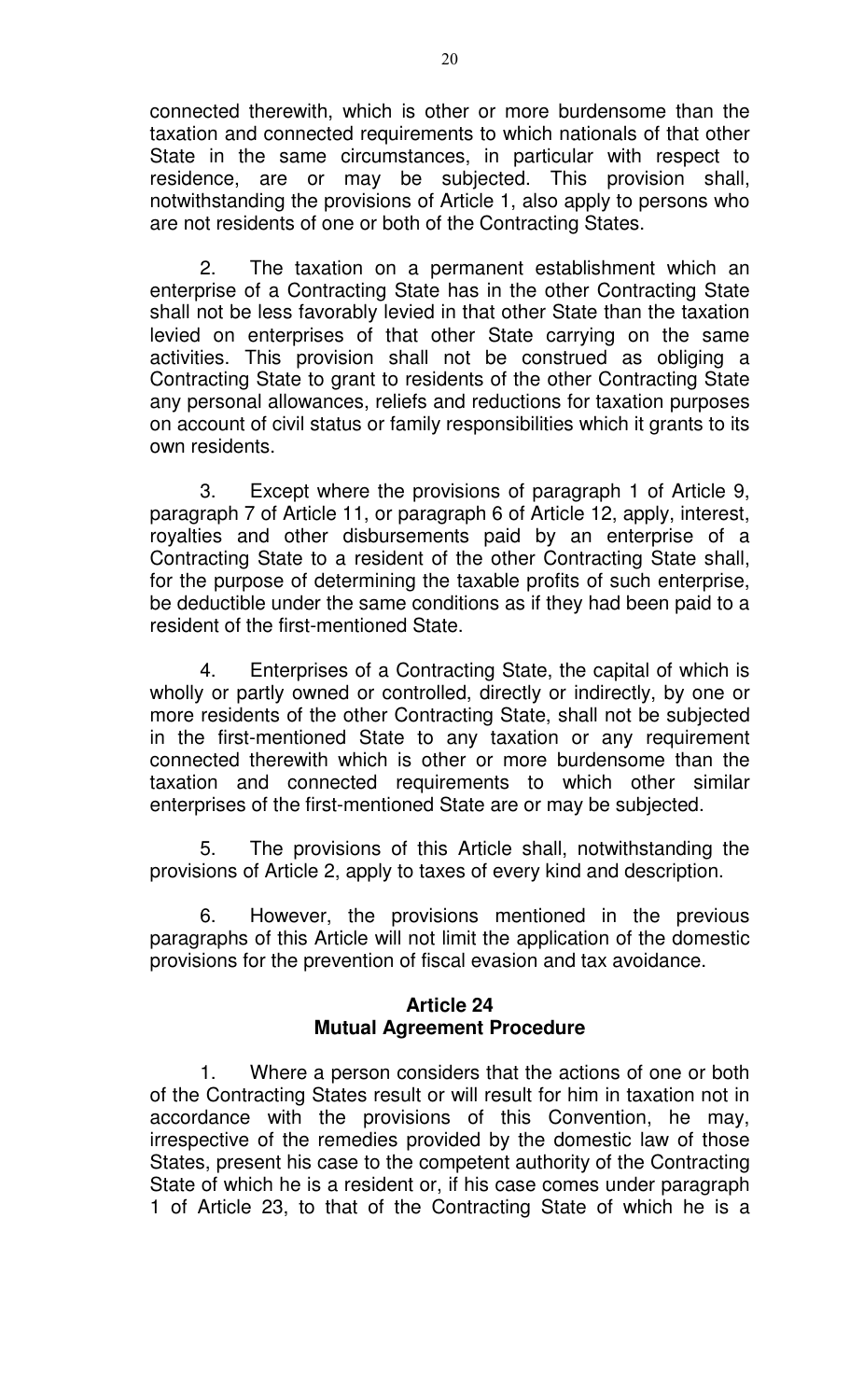connected therewith, which is other or more burdensome than the taxation and connected requirements to which nationals of that other State in the same circumstances, in particular with respect to residence, are or may be subjected. This provision shall, notwithstanding the provisions of Article 1, also apply to persons who are not residents of one or both of the Contracting States.

2. The taxation on a permanent establishment which an enterprise of a Contracting State has in the other Contracting State shall not be less favorably levied in that other State than the taxation levied on enterprises of that other State carrying on the same activities. This provision shall not be construed as obliging a Contracting State to grant to residents of the other Contracting State any personal allowances, reliefs and reductions for taxation purposes on account of civil status or family responsibilities which it grants to its own residents.

3. Except where the provisions of paragraph 1 of Article 9, paragraph 7 of Article 11, or paragraph 6 of Article 12, apply, interest, royalties and other disbursements paid by an enterprise of a Contracting State to a resident of the other Contracting State shall, for the purpose of determining the taxable profits of such enterprise, be deductible under the same conditions as if they had been paid to a resident of the first-mentioned State.

4. Enterprises of a Contracting State, the capital of which is wholly or partly owned or controlled, directly or indirectly, by one or more residents of the other Contracting State, shall not be subjected in the first-mentioned State to any taxation or any requirement connected therewith which is other or more burdensome than the taxation and connected requirements to which other similar enterprises of the first-mentioned State are or may be subjected.

5. The provisions of this Article shall, notwithstanding the provisions of Article 2, apply to taxes of every kind and description.

6. However, the provisions mentioned in the previous paragraphs of this Article will not limit the application of the domestic provisions for the prevention of fiscal evasion and tax avoidance.

## Article 24
## Mutual Agreement Procedure

1. Where a person considers that the actions of one or both of the Contracting States result or will result for him in taxation not in accordance with the provisions of this Convention, he may, irrespective of the remedies provided by the domestic law of those States, present his case to the competent authority of the Contracting State of which he is a resident or, if his case comes under paragraph 1 of Article 23, to that of the Contracting State of which he is a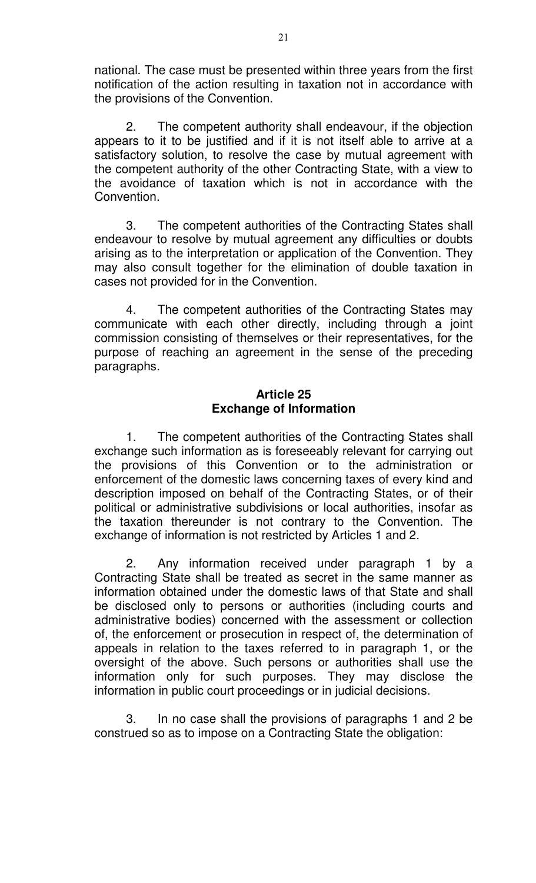national. The case must be presented within three years from the first notification of the action resulting in taxation not in accordance with the provisions of the Convention.

2. The competent authority shall endeavour, if the objection appears to it to be justified and if it is not itself able to arrive at a satisfactory solution, to resolve the case by mutual agreement with the competent authority of the other Contracting State, with a view to the avoidance of taxation which is not in accordance with the Convention.

3. The competent authorities of the Contracting States shall endeavour to resolve by mutual agreement any difficulties or doubts arising as to the interpretation or application of the Convention. They may also consult together for the elimination of double taxation in cases not provided for in the Convention.

4. The competent authorities of the Contracting States may communicate with each other directly, including through a joint commission consisting of themselves or their representatives, for the purpose of reaching an agreement in the sense of the preceding paragraphs.

## Article 25
## Exchange of Information

1. The competent authorities of the Contracting States shall exchange such information as is foreseeably relevant for carrying out the provisions of this Convention or to the administration or enforcement of the domestic laws concerning taxes of every kind and description imposed on behalf of the Contracting States, or of their political or administrative subdivisions or local authorities, insofar as the taxation thereunder is not contrary to the Convention. The exchange of information is not restricted by Articles 1 and 2.

2. Any information received under paragraph 1 by a Contracting State shall be treated as secret in the same manner as information obtained under the domestic laws of that State and shall be disclosed only to persons or authorities (including courts and administrative bodies) concerned with the assessment or collection of, the enforcement or prosecution in respect of, the determination of appeals in relation to the taxes referred to in paragraph 1, or the oversight of the above. Such persons or authorities shall use the information only for such purposes. They may disclose the information in public court proceedings or in judicial decisions.

3. In no case shall the provisions of paragraphs 1 and 2 be construed so as to impose on a Contracting State the obligation: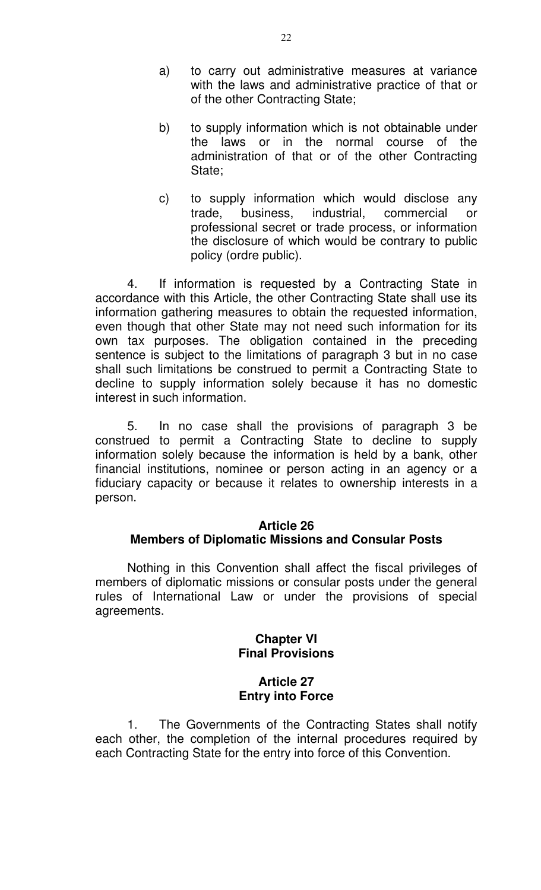a) to carry out administrative measures at variance with the laws and administrative practice of that or of the other Contracting State;

b) to supply information which is not obtainable under the laws or in the normal course of the administration of that or of the other Contracting State;

c) to supply information which would disclose any trade, business, industrial, commercial or professional secret or trade process, or information the disclosure of which would be contrary to public policy (ordre public).

4. If information is requested by a Contracting State in accordance with this Article, the other Contracting State shall use its information gathering measures to obtain the requested information, even though that other State may not need such information for its own tax purposes. The obligation contained in the preceding sentence is subject to the limitations of paragraph 3 but in no case shall such limitations be construed to permit a Contracting State to decline to supply information solely because it has no domestic interest in such information.

5. In no case shall the provisions of paragraph 3 be construed to permit a Contracting State to decline to supply information solely because the information is held by a bank, other financial institutions, nominee or person acting in an agency or a fiduciary capacity or because it relates to ownership interests in a person.

### Article 26
### Members of Diplomatic Missions and Consular Posts

Nothing in this Convention shall affect the fiscal privileges of members of diplomatic missions or consular posts under the general rules of International Law or under the provisions of special agreements.

## Chapter VI
## Final Provisions

### Article 27
### Entry into Force

1. The Governments of the Contracting States shall notify each other, the completion of the internal procedures required by each Contracting State for the entry into force of this Convention.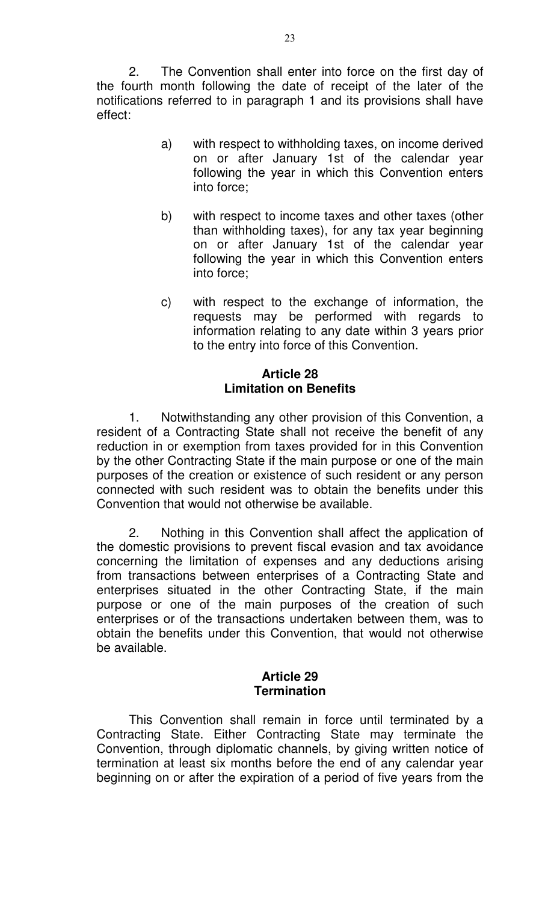2. The Convention shall enter into force on the first day of the fourth month following the date of receipt of the later of the notifications referred to in paragraph 1 and its provisions shall have effect:

a) with respect to withholding taxes, on income derived on or after January 1st of the calendar year following the year in which this Convention enters into force;

b) with respect to income taxes and other taxes (other than withholding taxes), for any tax year beginning on or after January 1st of the calendar year following the year in which this Convention enters into force;

c) with respect to the exchange of information, the requests may be performed with regards to information relating to any date within 3 years prior to the entry into force of this Convention.

**Article 28**
**Limitation on Benefits**

1. Notwithstanding any other provision of this Convention, a resident of a Contracting State shall not receive the benefit of any reduction in or exemption from taxes provided for in this Convention by the other Contracting State if the main purpose or one of the main purposes of the creation or existence of such resident or any person connected with such resident was to obtain the benefits under this Convention that would not otherwise be available.

2. Nothing in this Convention shall affect the application of the domestic provisions to prevent fiscal evasion and tax avoidance concerning the limitation of expenses and any deductions arising from transactions between enterprises of a Contracting State and enterprises situated in the other Contracting State, if the main purpose or one of the main purposes of the creation of such enterprises or of the transactions undertaken between them, was to obtain the benefits under this Convention, that would not otherwise be available.

**Article 29**
**Termination**

This Convention shall remain in force until terminated by a Contracting State. Either Contracting State may terminate the Convention, through diplomatic channels, by giving written notice of termination at least six months before the end of any calendar year beginning on or after the expiration of a period of five years from the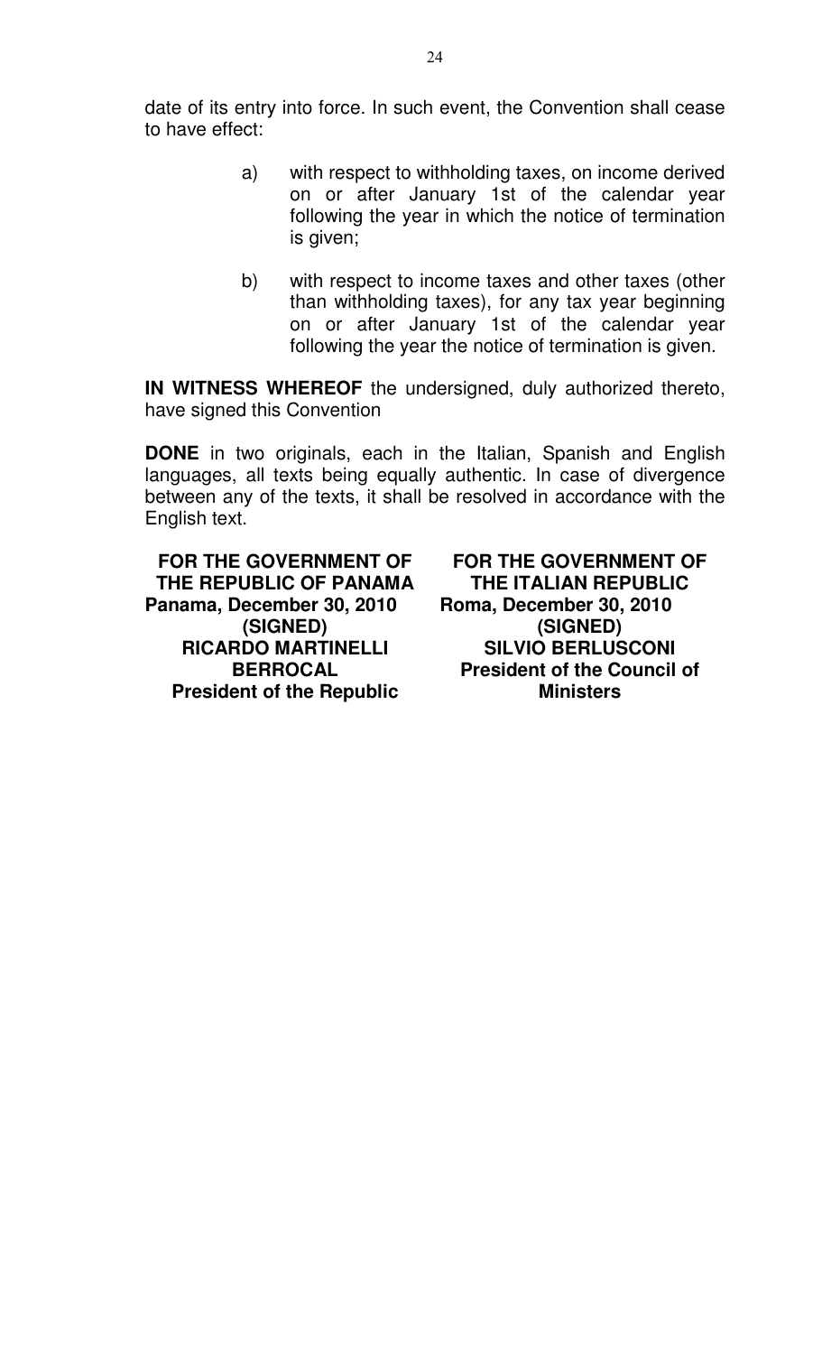date of its entry into force. In such event, the Convention shall cease to have effect:

a) with respect to withholding taxes, on income derived on or after January 1st of the calendar year following the year in which the notice of termination is given;

b) with respect to income taxes and other taxes (other than withholding taxes), for any tax year beginning on or after January 1st of the calendar year following the year the notice of termination is given.

**IN WITNESS WHEREOF** the undersigned, duly authorized thereto, have signed this Convention

**DONE** in two originals, each in the Italian, Spanish and English languages, all texts being equally authentic. In case of divergence between any of the texts, it shall be resolved in accordance with the English text.

| FOR THE GOVERNMENT OF THE REPUBLIC OF PANAMA | FOR THE GOVERNMENT OF THE ITALIAN REPUBLIC |
|---|---|
| Panama, December 30, 2010 | Roma, December 30, 2010 |
| (SIGNED) | (SIGNED) |
| RICARDO MARTINELLI BERROCAL | SILVIO BERLUSCONI |
| President of the Republic | President of the Council of Ministers |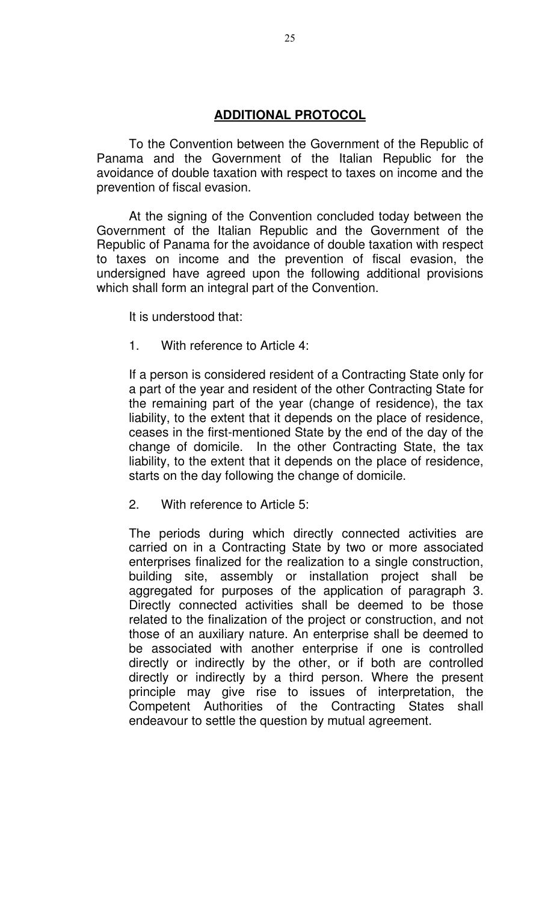## ADDITIONAL PROTOCOL

To the Convention between the Government of the Republic of Panama and the Government of the Italian Republic for the avoidance of double taxation with respect to taxes on income and the prevention of fiscal evasion.

At the signing of the Convention concluded today between the Government of the Italian Republic and the Government of the Republic of Panama for the avoidance of double taxation with respect to taxes on income and the prevention of fiscal evasion, the undersigned have agreed upon the following additional provisions which shall form an integral part of the Convention.

It is understood that:

1. With reference to Article 4:

   If a person is considered resident of a Contracting State only for a part of the year and resident of the other Contracting State for the remaining part of the year (change of residence), the tax liability, to the extent that it depends on the place of residence, ceases in the first-mentioned State by the end of the day of the change of domicile. In the other Contracting State, the tax liability, to the extent that it depends on the place of residence, starts on the day following the change of domicile.

2. With reference to Article 5:

   The periods during which directly connected activities are carried on in a Contracting State by two or more associated enterprises finalized for the realization to a single construction, building site, assembly or installation project shall be aggregated for purposes of the application of paragraph 3. Directly connected activities shall be deemed to be those related to the finalization of the project or construction, and not those of an auxiliary nature. An enterprise shall be deemed to be associated with another enterprise if one is controlled directly or indirectly by the other, or if both are controlled directly or indirectly by a third person. Where the present principle may give rise to issues of interpretation, the Competent Authorities of the Contracting States shall endeavour to settle the question by mutual agreement.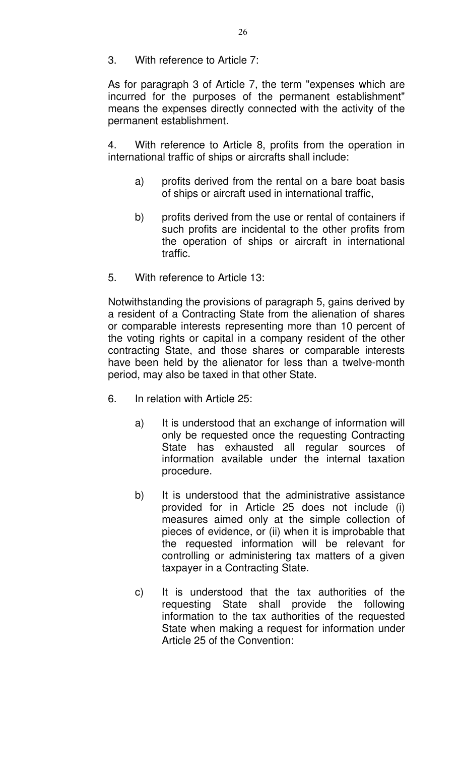3. With reference to Article 7:

As for paragraph 3 of Article 7, the term "expenses which are incurred for the purposes of the permanent establishment" means the expenses directly connected with the activity of the permanent establishment.

4. With reference to Article 8, profits from the operation in international traffic of ships or aircrafts shall include:

   a) profits derived from the rental on a bare boat basis of ships or aircraft used in international traffic,

   b) profits derived from the use or rental of containers if such profits are incidental to the other profits from the operation of ships or aircraft in international traffic.

5. With reference to Article 13:

Notwithstanding the provisions of paragraph 5, gains derived by a resident of a Contracting State from the alienation of shares or comparable interests representing more than 10 percent of the voting rights or capital in a company resident of the other contracting State, and those shares or comparable interests have been held by the alienator for less than a twelve-month period, may also be taxed in that other State.

6. In relation with Article 25:

   a) It is understood that an exchange of information will only be requested once the requesting Contracting State has exhausted all regular sources of information available under the internal taxation procedure.

   b) It is understood that the administrative assistance provided for in Article 25 does not include (i) measures aimed only at the simple collection of pieces of evidence, or (ii) when it is improbable that the requested information will be relevant for controlling or administering tax matters of a given taxpayer in a Contracting State.

   c) It is understood that the tax authorities of the requesting State shall provide the following information to the tax authorities of the requested State when making a request for information under Article 25 of the Convention: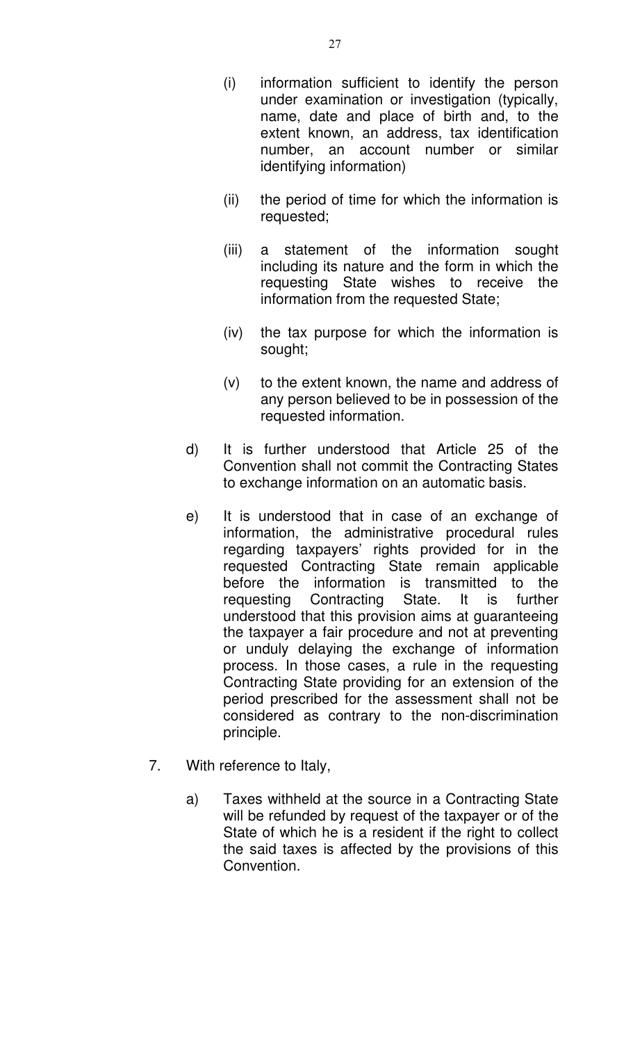(i) information sufficient to identify the person under examination or investigation (typically, name, date and place of birth and, to the extent known, an address, tax identification number, an account number or similar identifying information)

(ii) the period of time for which the information is requested;

(iii) a statement of the information sought including its nature and the form in which the requesting State wishes to receive the information from the requested State;

(iv) the tax purpose for which the information is sought;

(v) to the extent known, the name and address of any person believed to be in possession of the requested information.

d) It is further understood that Article 25 of the Convention shall not commit the Contracting States to exchange information on an automatic basis.

e) It is understood that in case of an exchange of information, the administrative procedural rules regarding taxpayers' rights provided for in the requested Contracting State remain applicable before the information is transmitted to the requesting Contracting State. It is further understood that this provision aims at guaranteeing the taxpayer a fair procedure and not at preventing or unduly delaying the exchange of information process. In those cases, a rule in the requesting Contracting State providing for an extension of the period prescribed for the assessment shall not be considered as contrary to the non-discrimination principle.

7. With reference to Italy,

a) Taxes withheld at the source in a Contracting State will be refunded by request of the taxpayer or of the State of which he is a resident if the right to collect the said taxes is affected by the provisions of this Convention.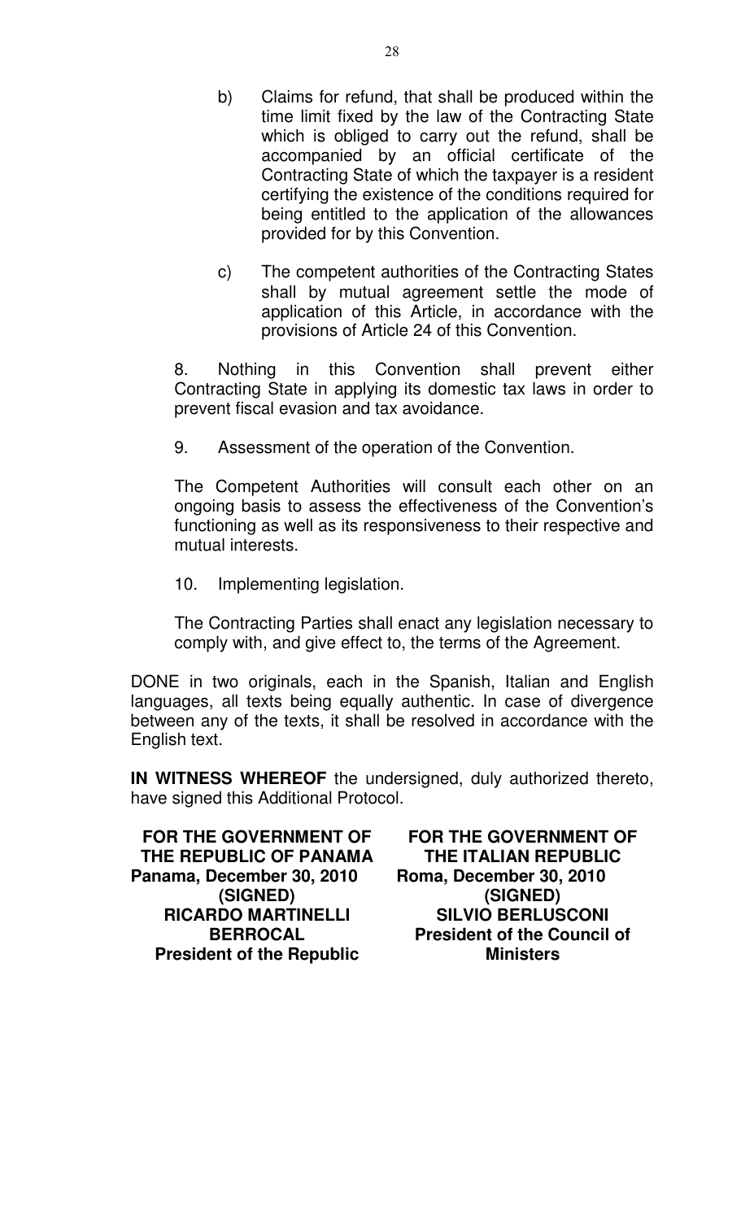b) Claims for refund, that shall be produced within the time limit fixed by the law of the Contracting State which is obliged to carry out the refund, shall be accompanied by an official certificate of the Contracting State of which the taxpayer is a resident certifying the existence of the conditions required for being entitled to the application of the allowances provided for by this Convention.

c) The competent authorities of the Contracting States shall by mutual agreement settle the mode of application of this Article, in accordance with the provisions of Article 24 of this Convention.

8. Nothing in this Convention shall prevent either Contracting State in applying its domestic tax laws in order to prevent fiscal evasion and tax avoidance.

9. Assessment of the operation of the Convention.

The Competent Authorities will consult each other on an ongoing basis to assess the effectiveness of the Convention's functioning as well as its responsiveness to their respective and mutual interests.

10. Implementing legislation.

The Contracting Parties shall enact any legislation necessary to comply with, and give effect to, the terms of the Agreement.

DONE in two originals, each in the Spanish, Italian and English languages, all texts being equally authentic. In case of divergence between any of the texts, it shall be resolved in accordance with the English text.

**IN WITNESS WHEREOF** the undersigned, duly authorized thereto, have signed this Additional Protocol.

**FOR THE GOVERNMENT OF THE REPUBLIC OF PANAMA**
**Panama, December 30, 2010**
**(SIGNED)**
**RICARDO MARTINELLI BERROCAL**
**President of the Republic**

**FOR THE GOVERNMENT OF THE ITALIAN REPUBLIC**
**Roma, December 30, 2010**
**(SIGNED)**
**SILVIO BERLUSCONI**
**President of the Council of Ministers**